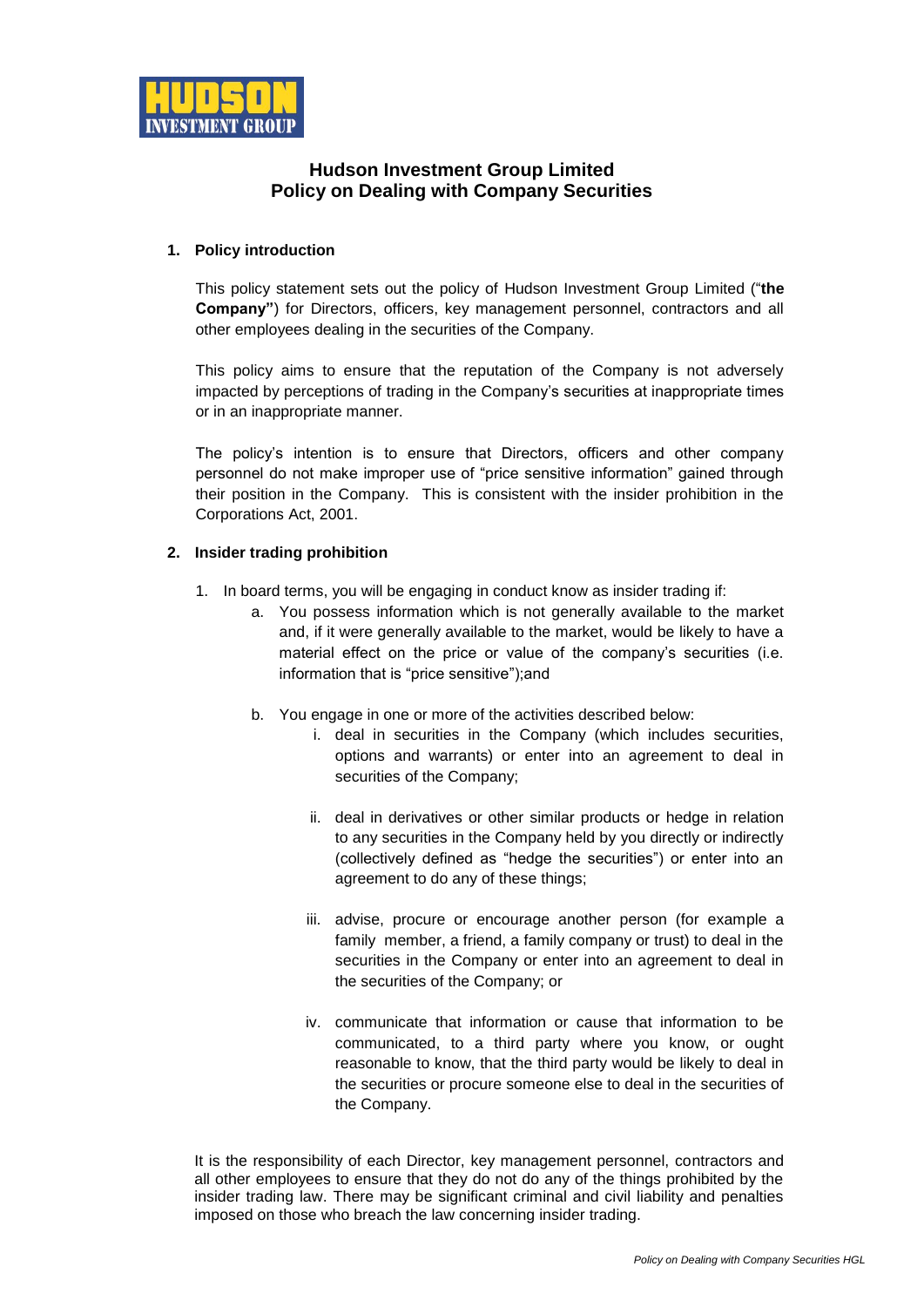# Hudson Investment Group Limited
# Policy on Dealing with Company Securities

## 1. Policy introduction

This policy statement sets out the policy of Hudson Investment Group Limited ("**the Company"**) for Directors, officers, key management personnel, contractors and all other employees dealing in the securities of the Company.

This policy aims to ensure that the reputation of the Company is not adversely impacted by perceptions of trading in the Company's securities at inappropriate times or in an inappropriate manner.

The policy's intention is to ensure that Directors, officers and other company personnel do not make improper use of "price sensitive information" gained through their position in the Company. This is consistent with the insider prohibition in the Corporations Act, 2001.

## 2. Insider trading prohibition

1. In board terms, you will be engaging in conduct know as insider trading if:
   a. You possess information which is not generally available to the market and, if it were generally available to the market, would be likely to have a material effect on the price or value of the company's securities (i.e. information that is "price sensitive");and

   b. You engage in one or more of the activities described below:
      i. deal in securities in the Company (which includes securities, options and warrants) or enter into an agreement to deal in securities of the Company;

      ii. deal in derivatives or other similar products or hedge in relation to any securities in the Company held by you directly or indirectly (collectively defined as "hedge the securities") or enter into an agreement to do any of these things;

      iii. advise, procure or encourage another person (for example a family member, a friend, a family company or trust) to deal in the securities in the Company or enter into an agreement to deal in the securities of the Company; or

      iv. communicate that information or cause that information to be communicated, to a third party where you know, or ought reasonable to know, that the third party would be likely to deal in the securities or procure someone else to deal in the securities of the Company.

It is the responsibility of each Director, key management personnel, contractors and all other employees to ensure that they do not do any of the things prohibited by the insider trading law. There may be significant criminal and civil liability and penalties imposed on those who breach the law concerning insider trading.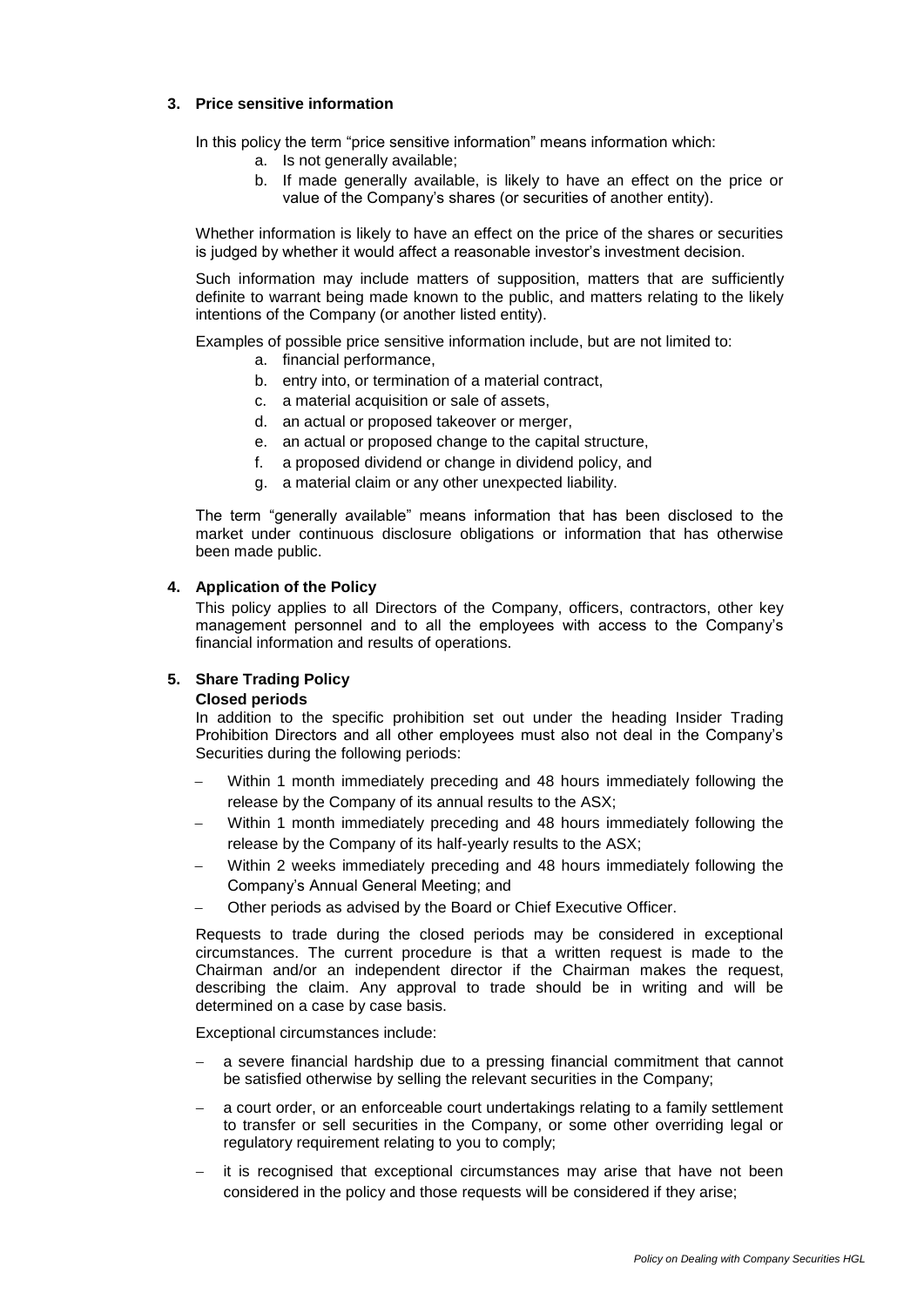## 3. Price sensitive information

In this policy the term "price sensitive information" means information which:

a. Is not generally available;
b. If made generally available, is likely to have an effect on the price or value of the Company's shares (or securities of another entity).

Whether information is likely to have an effect on the price of the shares or securities is judged by whether it would affect a reasonable investor's investment decision.

Such information may include matters of supposition, matters that are sufficiently definite to warrant being made known to the public, and matters relating to the likely intentions of the Company (or another listed entity).

Examples of possible price sensitive information include, but are not limited to:

a. financial performance,
b. entry into, or termination of a material contract,
c. a material acquisition or sale of assets,
d. an actual or proposed takeover or merger,
e. an actual or proposed change to the capital structure,
f. a proposed dividend or change in dividend policy, and
g. a material claim or any other unexpected liability.

The term "generally available" means information that has been disclosed to the market under continuous disclosure obligations or information that has otherwise been made public.

## 4. Application of the Policy

This policy applies to all Directors of the Company, officers, contractors, other key management personnel and to all the employees with access to the Company's financial information and results of operations.

## 5. Share Trading Policy

**Closed periods**

In addition to the specific prohibition set out under the heading Insider Trading Prohibition Directors and all other employees must also not deal in the Company's Securities during the following periods:

- Within 1 month immediately preceding and 48 hours immediately following the release by the Company of its annual results to the ASX;
- Within 1 month immediately preceding and 48 hours immediately following the release by the Company of its half-yearly results to the ASX;
- Within 2 weeks immediately preceding and 48 hours immediately following the Company's Annual General Meeting; and
- Other periods as advised by the Board or Chief Executive Officer.

Requests to trade during the closed periods may be considered in exceptional circumstances. The current procedure is that a written request is made to the Chairman and/or an independent director if the Chairman makes the request, describing the claim. Any approval to trade should be in writing and will be determined on a case by case basis.

Exceptional circumstances include:

- a severe financial hardship due to a pressing financial commitment that cannot be satisfied otherwise by selling the relevant securities in the Company;
- a court order, or an enforceable court undertakings relating to a family settlement to transfer or sell securities in the Company, or some other overriding legal or regulatory requirement relating to you to comply;
- it is recognised that exceptional circumstances may arise that have not been considered in the policy and those requests will be considered if they arise;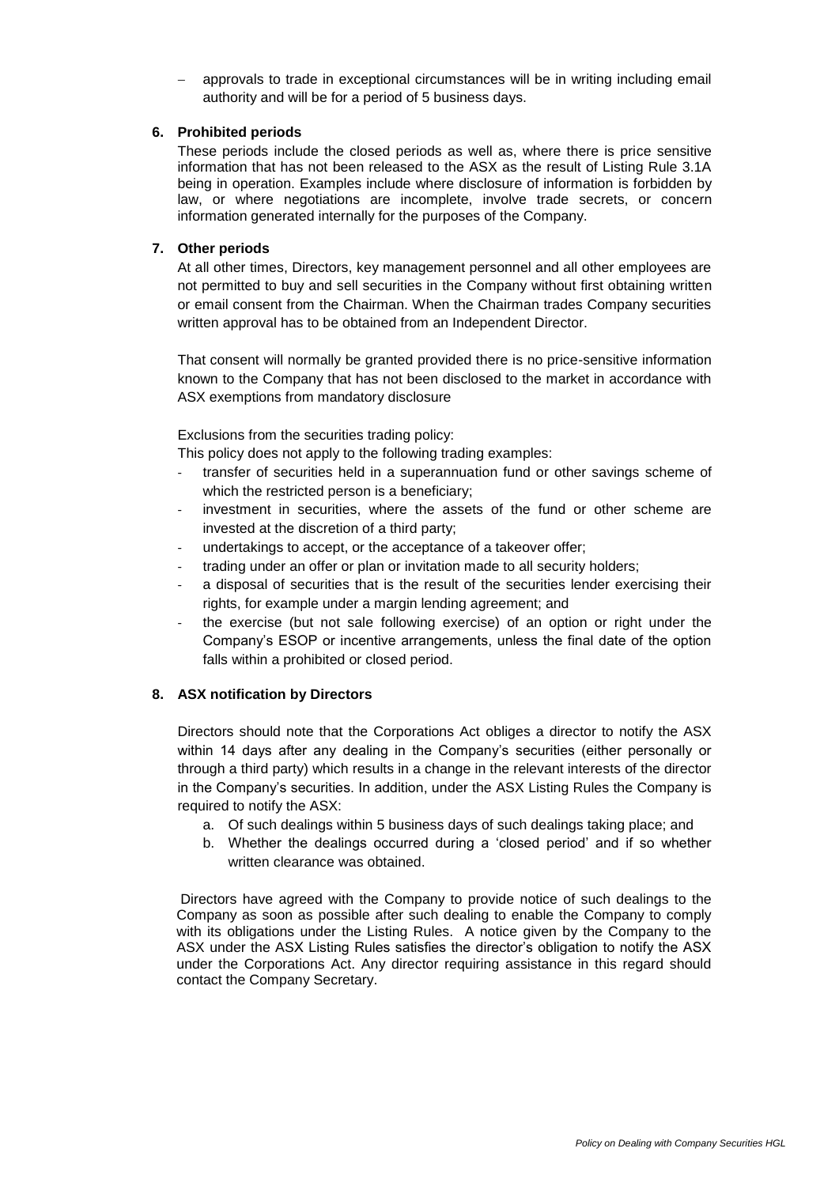- approvals to trade in exceptional circumstances will be in writing including email authority and will be for a period of 5 business days.

**6. Prohibited periods**

These periods include the closed periods as well as, where there is price sensitive information that has not been released to the ASX as the result of Listing Rule 3.1A being in operation. Examples include where disclosure of information is forbidden by law, or where negotiations are incomplete, involve trade secrets, or concern information generated internally for the purposes of the Company.

**7. Other periods**

At all other times, Directors, key management personnel and all other employees are not permitted to buy and sell securities in the Company without first obtaining written or email consent from the Chairman. When the Chairman trades Company securities written approval has to be obtained from an Independent Director.

That consent will normally be granted provided there is no price-sensitive information known to the Company that has not been disclosed to the market in accordance with ASX exemptions from mandatory disclosure

Exclusions from the securities trading policy:

This policy does not apply to the following trading examples:

- transfer of securities held in a superannuation fund or other savings scheme of which the restricted person is a beneficiary;
- investment in securities, where the assets of the fund or other scheme are invested at the discretion of a third party;
- undertakings to accept, or the acceptance of a takeover offer;
- trading under an offer or plan or invitation made to all security holders;
- a disposal of securities that is the result of the securities lender exercising their rights, for example under a margin lending agreement; and
- the exercise (but not sale following exercise) of an option or right under the Company's ESOP or incentive arrangements, unless the final date of the option falls within a prohibited or closed period.

**8. ASX notification by Directors**

Directors should note that the Corporations Act obliges a director to notify the ASX within 14 days after any dealing in the Company's securities (either personally or through a third party) which results in a change in the relevant interests of the director in the Company's securities. In addition, under the ASX Listing Rules the Company is required to notify the ASX:

a. Of such dealings within 5 business days of such dealings taking place; and
b. Whether the dealings occurred during a 'closed period' and if so whether written clearance was obtained.

Directors have agreed with the Company to provide notice of such dealings to the Company as soon as possible after such dealing to enable the Company to comply with its obligations under the Listing Rules. A notice given by the Company to the ASX under the ASX Listing Rules satisfies the director's obligation to notify the ASX under the Corporations Act. Any director requiring assistance in this regard should contact the Company Secretary.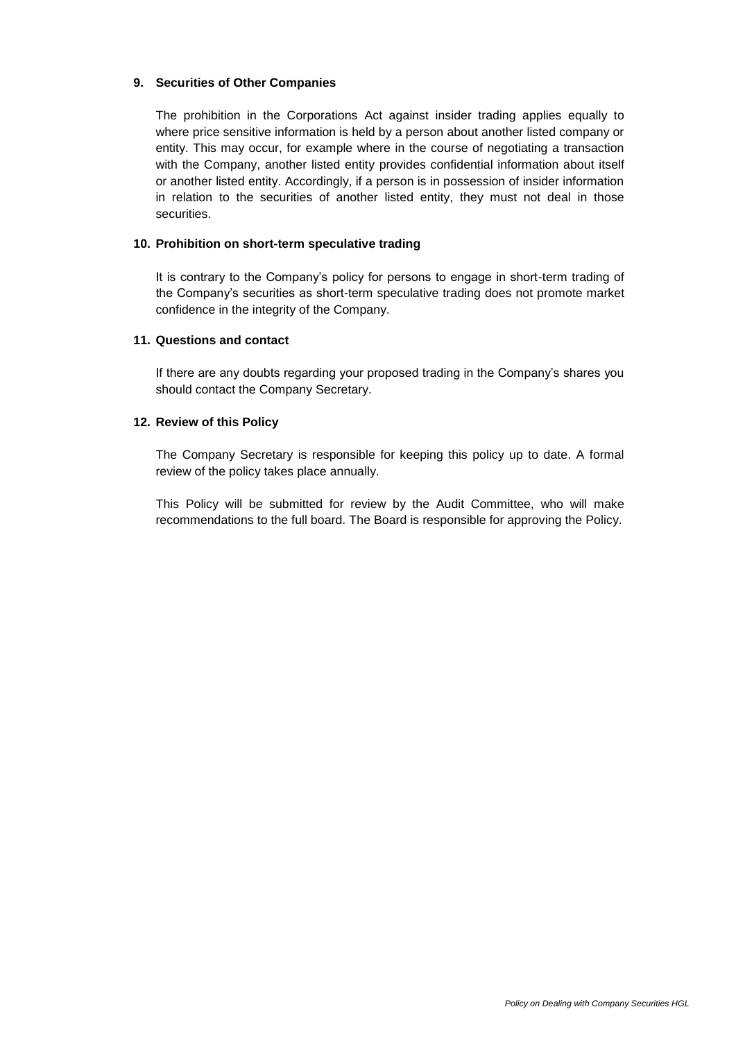## 9. Securities of Other Companies

The prohibition in the Corporations Act against insider trading applies equally to where price sensitive information is held by a person about another listed company or entity. This may occur, for example where in the course of negotiating a transaction with the Company, another listed entity provides confidential information about itself or another listed entity. Accordingly, if a person is in possession of insider information in relation to the securities of another listed entity, they must not deal in those securities.

## 10. Prohibition on short-term speculative trading

It is contrary to the Company's policy for persons to engage in short-term trading of the Company's securities as short-term speculative trading does not promote market confidence in the integrity of the Company.

## 11. Questions and contact

If there are any doubts regarding your proposed trading in the Company's shares you should contact the Company Secretary.

## 12. Review of this Policy

The Company Secretary is responsible for keeping this policy up to date. A formal review of the policy takes place annually.

This Policy will be submitted for review by the Audit Committee, who will make recommendations to the full board. The Board is responsible for approving the Policy.